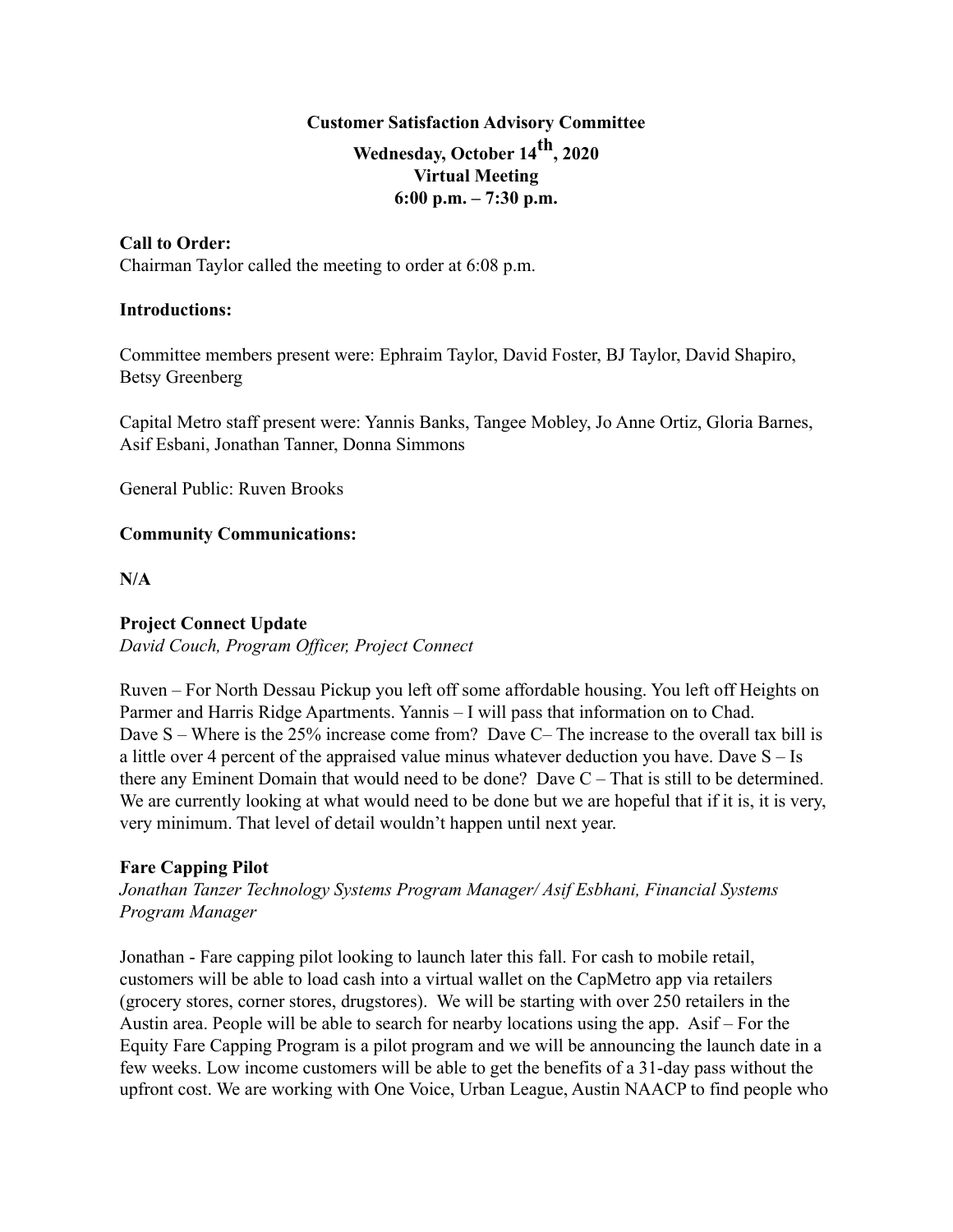**Customer Satisfaction Advisory Committee**

**Wednesday, October 14th, 2020**

**Virtual Meeting**

**6:00 p.m. – 7:30 p.m.**

**Call to Order:**

Chairman Taylor called the meeting to order at 6:08 p.m.

**Introductions:**

Committee members present were: Ephraim Taylor, David Foster, BJ Taylor, David Shapiro, Betsy Greenberg

Capital Metro staff present were: Yannis Banks, Tangee Mobley, Jo Anne Ortiz, Gloria Barnes, Asif Esbani, Jonathan Tanner, Donna Simmons

General Public: Ruven Brooks

**Community Communications:**

**N/A**

**Project Connect Update**

*David Couch, Program Officer, Project Connect*

Ruven – For North Dessau Pickup you left off some affordable housing. You left off Heights on Parmer and Harris Ridge Apartments. Yannis – I will pass that information on to Chad. Dave S – Where is the 25% increase come from? Dave C– The increase to the overall tax bill is a little over 4 percent of the appraised value minus whatever deduction you have. Dave S – Is there any Eminent Domain that would need to be done? Dave C – That is still to be determined. We are currently looking at what would need to be done but we are hopeful that if it is, it is very, very minimum. That level of detail wouldn't happen until next year.

**Fare Capping Pilot**

*Jonathan Tanzer Technology Systems Program Manager/ Asif Esbhani, Financial Systems Program Manager*

Jonathan - Fare capping pilot looking to launch later this fall. For cash to mobile retail, customers will be able to load cash into a virtual wallet on the CapMetro app via retailers (grocery stores, corner stores, drugstores). We will be starting with over 250 retailers in the Austin area. People will be able to search for nearby locations using the app. Asif – For the Equity Fare Capping Program is a pilot program and we will be announcing the launch date in a few weeks. Low income customers will be able to get the benefits of a 31-day pass without the upfront cost. We are working with One Voice, Urban League, Austin NAACP to find people who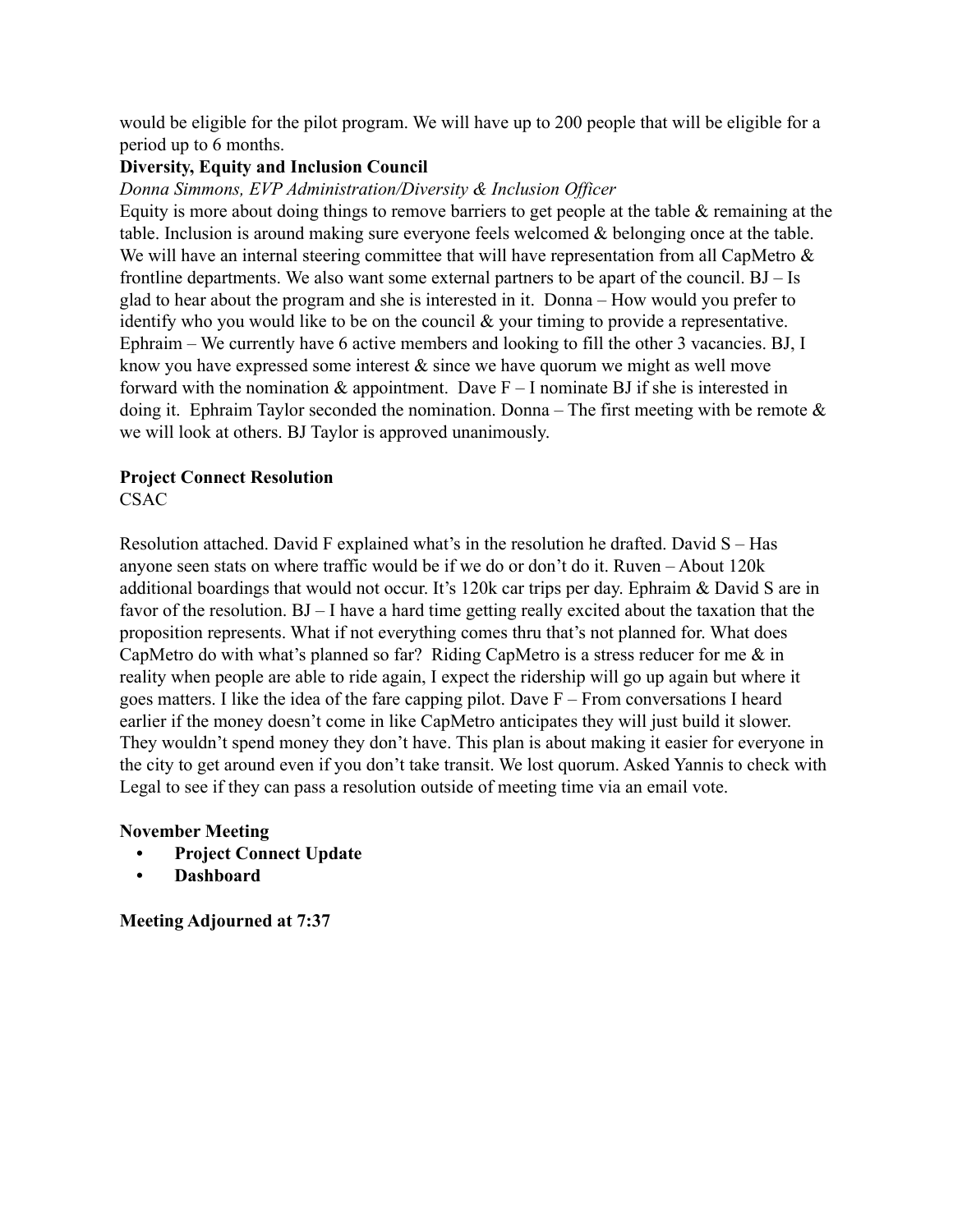would be eligible for the pilot program. We will have up to 200 people that will be eligible for a period up to 6 months.

**Diversity, Equity and Inclusion Council**

*Donna Simmons, EVP Administration/Diversity & Inclusion Officer*

Equity is more about doing things to remove barriers to get people at the table & remaining at the table. Inclusion is around making sure everyone feels welcomed & belonging once at the table. We will have an internal steering committee that will have representation from all CapMetro & frontline departments. We also want some external partners to be apart of the council. BJ – Is glad to hear about the program and she is interested in it. Donna – How would you prefer to identify who you would like to be on the council & your timing to provide a representative. Ephraim – We currently have 6 active members and looking to fill the other 3 vacancies. BJ, I know you have expressed some interest & since we have quorum we might as well move forward with the nomination & appointment. Dave F – I nominate BJ if she is interested in doing it. Ephraim Taylor seconded the nomination. Donna – The first meeting with be remote & we will look at others. BJ Taylor is approved unanimously.

**Project Connect Resolution**

CSAC

Resolution attached. David F explained what's in the resolution he drafted. David S – Has anyone seen stats on where traffic would be if we do or don't do it. Ruven – About 120k additional boardings that would not occur. It's 120k car trips per day. Ephraim & David S are in favor of the resolution. BJ – I have a hard time getting really excited about the taxation that the proposition represents. What if not everything comes thru that's not planned for. What does CapMetro do with what's planned so far? Riding CapMetro is a stress reducer for me & in reality when people are able to ride again, I expect the ridership will go up again but where it goes matters. I like the idea of the fare capping pilot. Dave F – From conversations I heard earlier if the money doesn't come in like CapMetro anticipates they will just build it slower. They wouldn't spend money they don't have. This plan is about making it easier for everyone in the city to get around even if you don't take transit. We lost quorum. Asked Yannis to check with Legal to see if they can pass a resolution outside of meeting time via an email vote.

**November Meeting**

- **Project Connect Update**
- **Dashboard**

**Meeting Adjourned at 7:37**